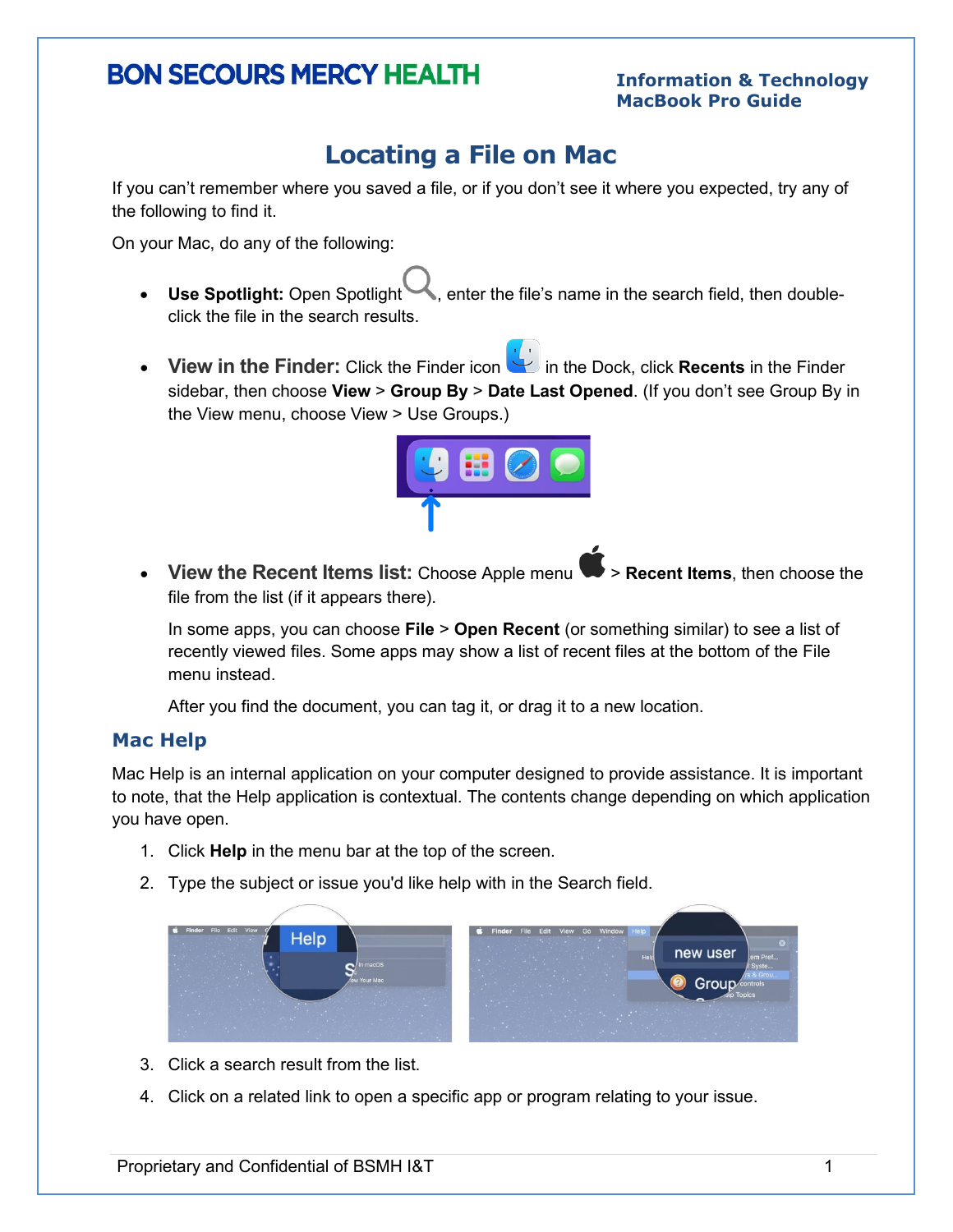**BON SECOURS MERCY HEALTH**

**Information & Technology**
**MacBook Pro Guide**

# Locating a File on Mac

If you can't remember where you saved a file, or if you don't see it where you expected, try any of the following to find it.

On your Mac, do any of the following:

- **Use Spotlight:** Open Spotlight, enter the file's name in the search field, then double-click the file in the search results.
- **View in the Finder:** Click the Finder icon in the Dock, click **Recents** in the Finder sidebar, then choose **View** > **Group By** > **Date Last Opened**. (If you don't see Group By in the View menu, choose View > Use Groups.)
- **View the Recent Items list:** Choose Apple menu > **Recent Items**, then choose the file from the list (if it appears there).

  In some apps, you can choose **File** > **Open Recent** (or something similar) to see a list of recently viewed files. Some apps may show a list of recent files at the bottom of the File menu instead.

  After you find the document, you can tag it, or drag it to a new location.

## Mac Help

Mac Help is an internal application on your computer designed to provide assistance. It is important to note, that the Help application is contextual. The contents change depending on which application you have open.

1. Click **Help** in the menu bar at the top of the screen.
2. Type the subject or issue you'd like help with in the Search field.
3. Click a search result from the list.
4. Click on a related link to open a specific app or program relating to your issue.

Proprietary and Confidential of BSMH I&T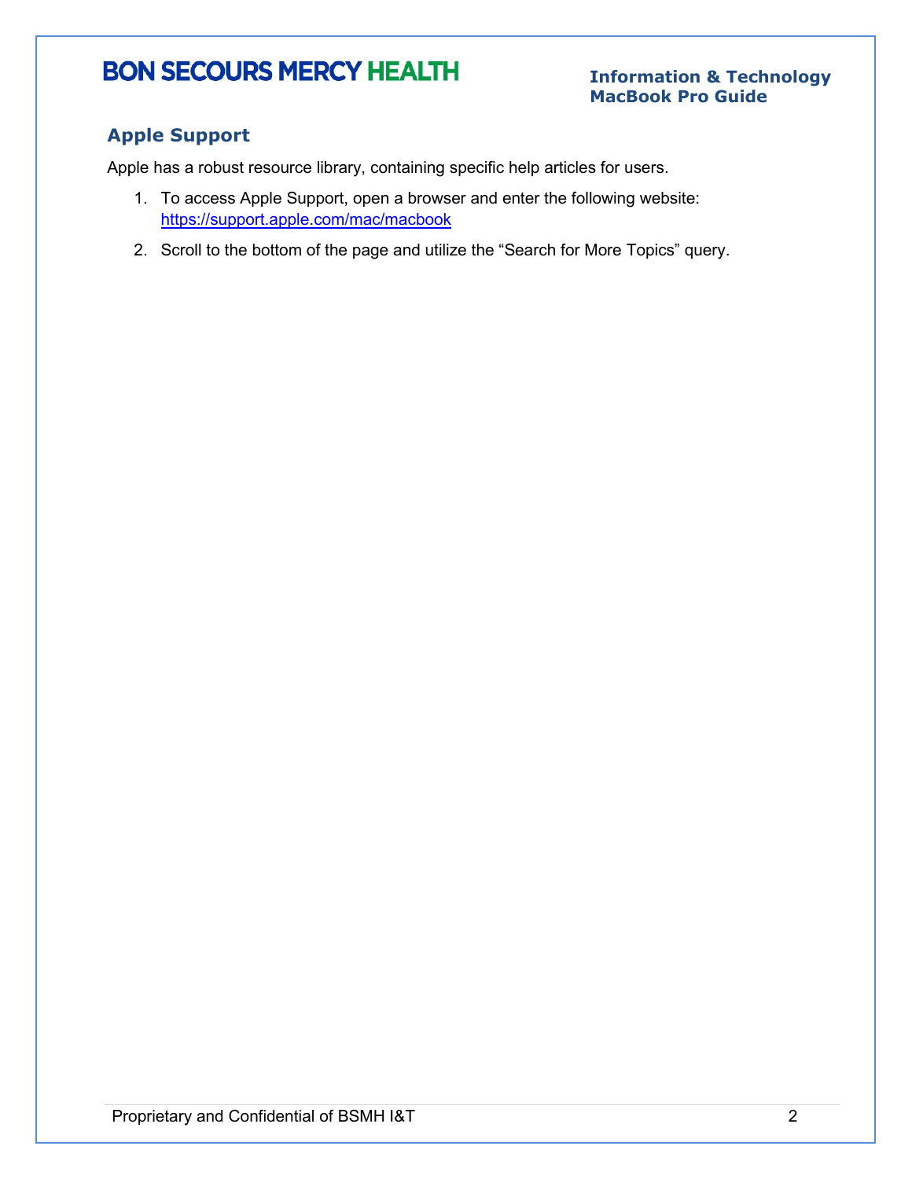## Apple Support

Apple has a robust resource library, containing specific help articles for users.

1. To access Apple Support, open a browser and enter the following website: https://support.apple.com/mac/macbook
2. Scroll to the bottom of the page and utilize the “Search for More Topics” query.